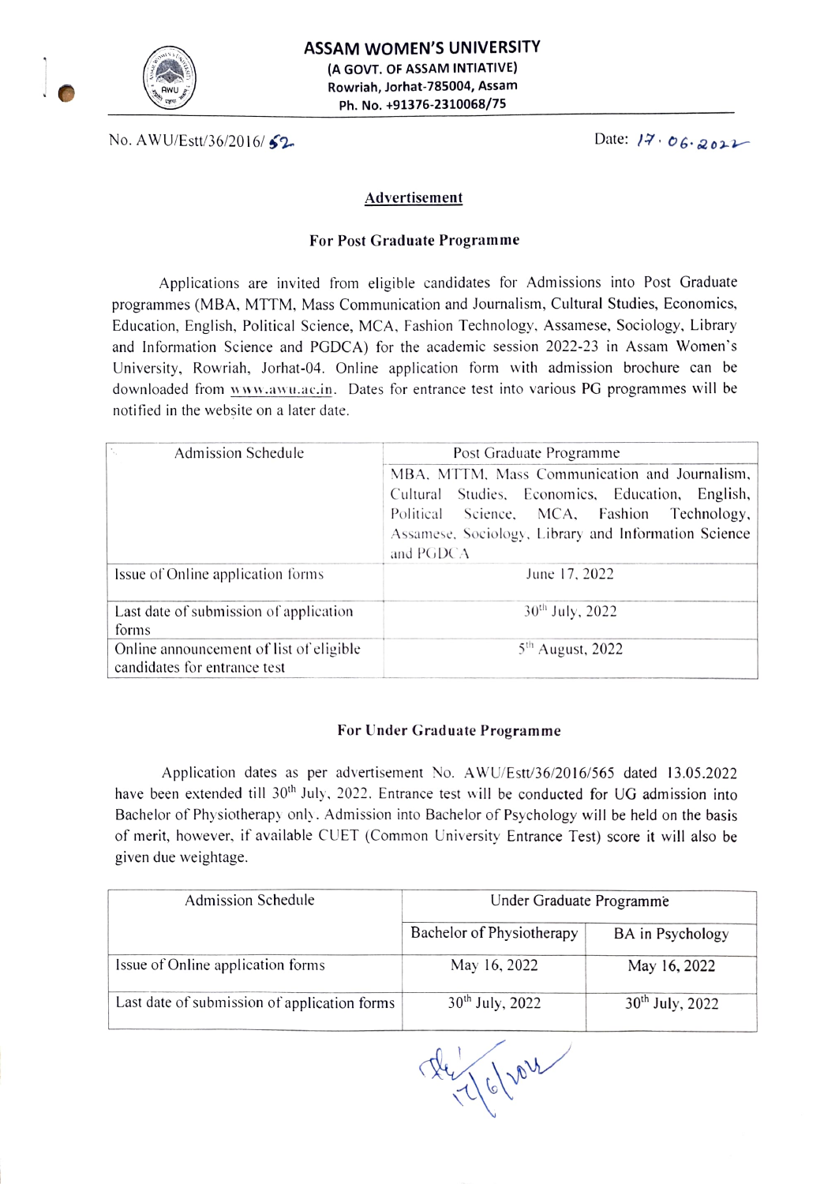# ASSAM WOMEN'S UNIVERSITY

**(A GOVT. OF ASSAM INTIATIVE)**
**Rowriah, Jorhat-785004, Assam**
**Ph. No. +91376-2310068/75**

No. AWU/Estt/36/2016/ 52 Date: 17.06.2022

## Advertisement

### For Post Graduate Programme

Applications are invited from eligible candidates for Admissions into Post Graduate programmes (MBA, MTTM, Mass Communication and Journalism, Cultural Studies, Economics, Education, English, Political Science, MCA, Fashion Technology, Assamese, Sociology, Library and Information Science and PGDCA) for the academic session 2022-23 in Assam Women's University, Rowriah, Jorhat-04. Online application form with admission brochure can be downloaded from www.awu.ac.in. Dates for entrance test into various PG programmes will be notified in the website on a later date.

| Admission Schedule | Post Graduate Programme |
|---|---|
| | MBA, MTTM, Mass Communication and Journalism, Cultural Studies, Economics, Education, English, Political Science, MCA, Fashion Technology, Assamese, Sociology, Library and Information Science and PGDCA |
| Issue of Online application forms | June 17, 2022 |
| Last date of submission of application forms | 30th July, 2022 |
| Online announcement of list of eligible candidates for entrance test | 5th August, 2022 |

### For Under Graduate Programme

Application dates as per advertisement No. AWU/Estt/36/2016/565 dated 13.05.2022 have been extended till 30th July, 2022. Entrance test will be conducted for UG admission into Bachelor of Physiotherapy only. Admission into Bachelor of Psychology will be held on the basis of merit, however, if available CUET (Common University Entrance Test) score it will also be given due weightage.

| Admission Schedule | Under Graduate Programme | |
|---|---|---|
| | Bachelor of Physiotherapy | BA in Psychology |
| Issue of Online application forms | May 16, 2022 | May 16, 2022 |
| Last date of submission of application forms | 30th July, 2022 | 30th July, 2022 |

17/6/2022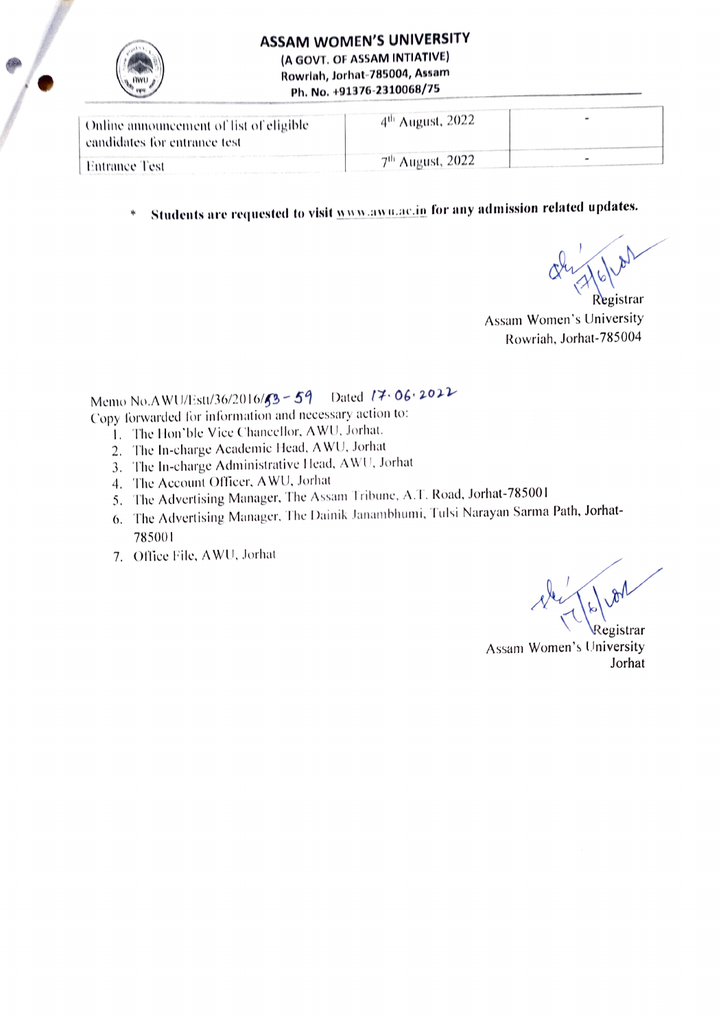# ASSAM WOMEN'S UNIVERSITY

**(A GOVT. OF ASSAM INTIATIVE)**
**Rowriah, Jorhat-785004, Assam**
**Ph. No. +91376-2310068/75**

| | | |
|---|---|---|
| Online announcement of list of eligible candidates for entrance test | 4th August, 2022 | - |
| Entrance Test | 7th August, 2022 | - |

\* **Students are requested to visit www.awu.ac.in for any admission related updates.**

Registrar
Assam Women's University
Rowriah, Jorhat-785004

Memo No.AWU/Estt/36/2016/53-59 Dated 17.06.2022
Copy forwarded for information and necessary action to:

1. The Hon'ble Vice Chancellor, AWU, Jorhat.
2. The In-charge Academic Head, AWU, Jorhat
3. The In-charge Administrative Head, AWU, Jorhat
4. The Account Officer, AWU, Jorhat
5. The Advertising Manager, The Assam Tribune, A.T. Road, Jorhat-785001
6. The Advertising Manager, The Dainik Janambhumi, Tulsi Narayan Sarma Path, Jorhat-785001
7. Office File, AWU, Jorhat

Registrar
Assam Women's University
Jorhat